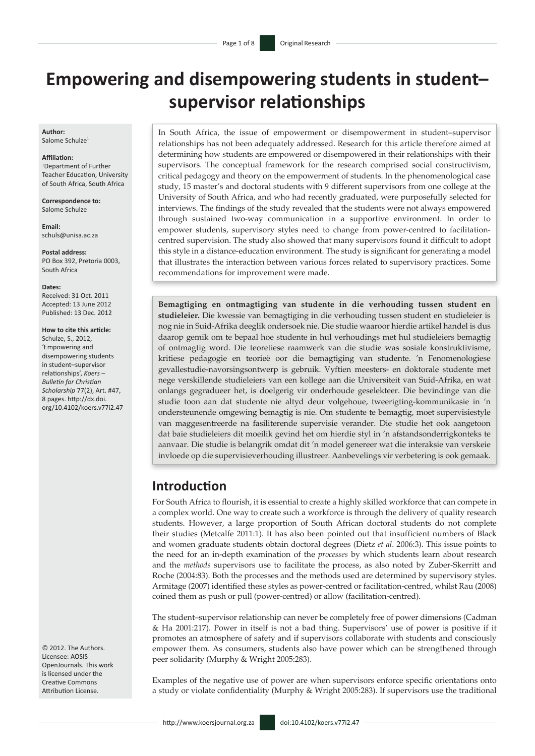# Empowering and disempowering students in student–supervisor relationships

**Author:**
Salome Schulze[1]

**Affiliation:**
[1]Department of Further Teacher Education, University of South Africa, South Africa

**Correspondence to:**
Salome Schulze

**Email:**
schuls@unisa.ac.za

**Postal address:**
PO Box 392, Pretoria 0003, South Africa

**Dates:**
Received: 31 Oct. 2011
Accepted: 13 June 2012
Published: 13 Dec. 2012

**How to cite this article:**
Schulze, S., 2012, 'Empowering and disempowering students in student–supervisor relationships', *Koers – Bulletin for Christian Scholarship* 77(2), Art. #47, 8 pages. http://dx.doi.org/10.4102/koers.v77i2.47

© 2012. The Authors. Licensee: AOSIS OpenJournals. This work is licensed under the Creative Commons Attribution License.

In South Africa, the issue of empowerment or disempowerment in student–supervisor relationships has not been adequately addressed. Research for this article therefore aimed at determining how students are empowered or disempowered in their relationships with their supervisors. The conceptual framework for the research comprised social constructivism, critical pedagogy and theory on the empowerment of students. In the phenomenological case study, 15 master's and doctoral students with 9 different supervisors from one college at the University of South Africa, and who had recently graduated, were purposefully selected for interviews. The findings of the study revealed that the students were not always empowered through sustained two-way communication in a supportive environment. In order to empower students, supervisory styles need to change from power-centred to facilitation-centred supervision. The study also showed that many supervisors found it difficult to adopt this style in a distance-education environment. The study is significant for generating a model that illustrates the interaction between various forces related to supervisory practices. Some recommendations for improvement were made.

**Bemagtiging en ontmagtiging van studente in die verhouding tussen student en studieleier.** Die kwessie van bemagtiging in die verhouding tussen student en studieleier is nog nie in Suid-Afrika deeglik ondersoek nie. Die studie waaroor hierdie artikel handel is dus daarop gemik om te bepaal hoe studente in hul verhoudings met hul studieleiers bemagtig of ontmagtig word. Die teoretiese raamwerk van die studie was sosiale konstruktivisme, kritiese pedagogie en teorieë oor die bemagtiging van studente. 'n Fenomenologiese gevallestudie-navorsingsontwerp is gebruik. Vyftien meesters- en doktorale studente met nege verskillende studieleiers van een kollege aan die Universiteit van Suid-Afrika, en wat onlangs gegradueer het, is doelgerig vir onderhoude geselekteer. Die bevindinge van die studie toon aan dat studente nie altyd deur volgehoue, tweerigting-kommunikasie in 'n ondersteunende omgewing bemagtig is nie. Om studente te bemagtig, moet supervisiestyle van maggesentreerde na fasiliterende supervisie verander. Die studie het ook aangetoon dat baie studieleiers dit moeilik gevind het om hierdie styl in 'n afstandsonderrigkonteks te aanvaar. Die studie is belangrik omdat dit 'n model genereer wat die interaksie van verskeie invloede op die supervisieverhouding illustreer. Aanbevelings vir verbetering is ook gemaak.

## Introduction

For South Africa to flourish, it is essential to create a highly skilled workforce that can compete in a complex world. One way to create such a workforce is through the delivery of quality research students. However, a large proportion of South African doctoral students do not complete their studies (Metcalfe 2011:1). It has also been pointed out that insufficient numbers of Black and women graduate students obtain doctoral degrees (Dietz *et al*. 2006:3). This issue points to the need for an in-depth examination of the *processes* by which students learn about research and the *methods* supervisors use to facilitate the process, as also noted by Zuber-Skerritt and Roche (2004:83). Both the processes and the methods used are determined by supervisory styles. Armitage (2007) identified these styles as power-centred or facilitation-centred, whilst Rau (2008) coined them as push or pull (power-centred) or allow (facilitation-centred).

The student–supervisor relationship can never be completely free of power dimensions (Cadman & Ha 2001:217). Power in itself is not a bad thing. Supervisors' use of power is positive if it promotes an atmosphere of safety and if supervisors collaborate with students and consciously empower them. As consumers, students also have power which can be strengthened through peer solidarity (Murphy & Wright 2005:283).

Examples of the negative use of power are when supervisors enforce specific orientations onto a study or violate confidentiality (Murphy & Wright 2005:283). If supervisors use the traditional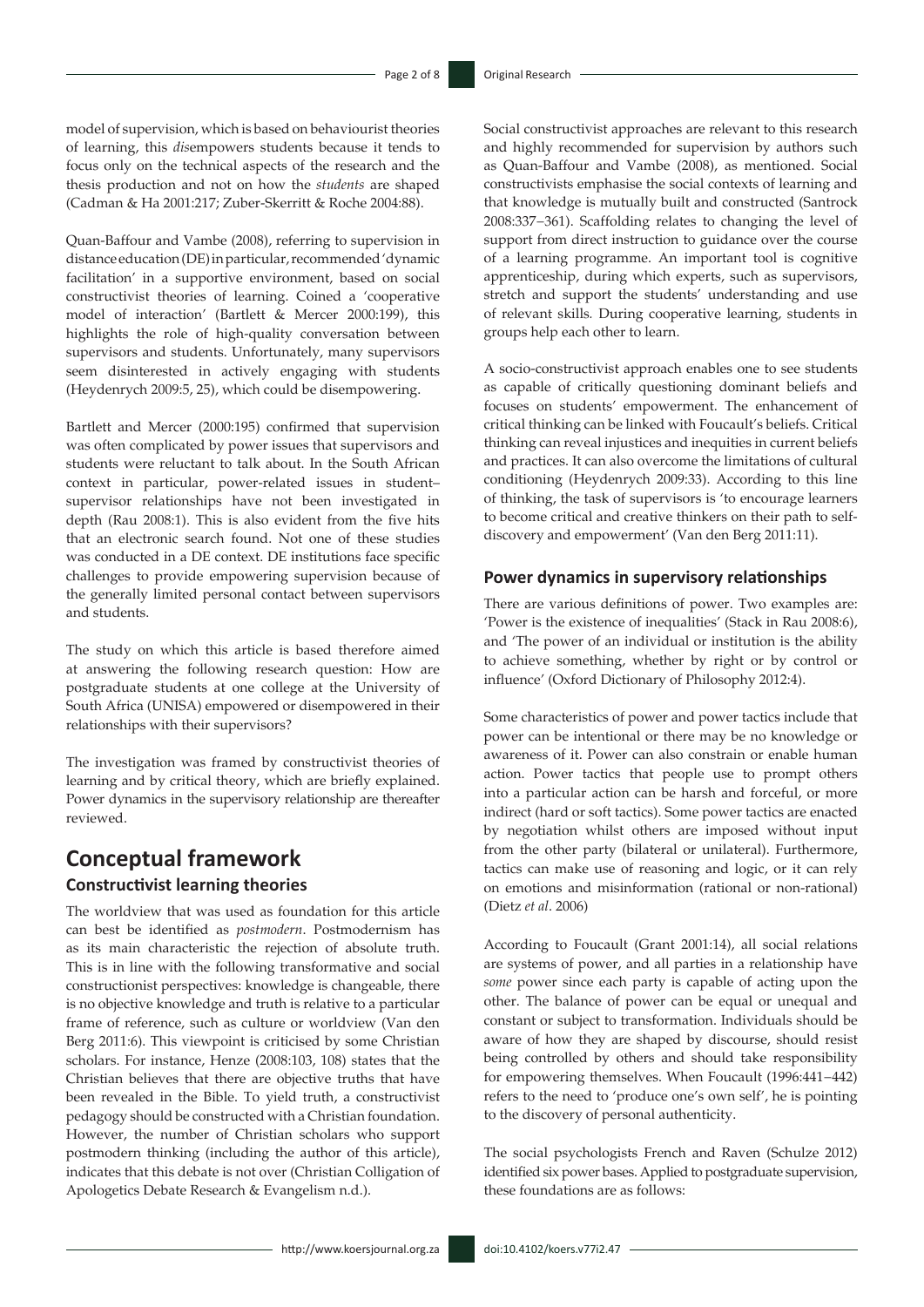model of supervision, which is based on behaviourist theories of learning, this *dis*empowers students because it tends to focus only on the technical aspects of the research and the thesis production and not on how the *students* are shaped (Cadman & Ha 2001:217; Zuber-Skerritt & Roche 2004:88).

Quan-Baffour and Vambe (2008), referring to supervision in distance education (DE) in particular, recommended 'dynamic facilitation' in a supportive environment, based on social constructivist theories of learning. Coined a 'cooperative model of interaction' (Bartlett & Mercer 2000:199), this highlights the role of high-quality conversation between supervisors and students. Unfortunately, many supervisors seem disinterested in actively engaging with students (Heydenrych 2009:5, 25), which could be disempowering.

Bartlett and Mercer (2000:195) confirmed that supervision was often complicated by power issues that supervisors and students were reluctant to talk about. In the South African context in particular, power-related issues in student–supervisor relationships have not been investigated in depth (Rau 2008:1). This is also evident from the five hits that an electronic search found. Not one of these studies was conducted in a DE context. DE institutions face specific challenges to provide empowering supervision because of the generally limited personal contact between supervisors and students.

The study on which this article is based therefore aimed at answering the following research question: How are postgraduate students at one college at the University of South Africa (UNISA) empowered or disempowered in their relationships with their supervisors?

The investigation was framed by constructivist theories of learning and by critical theory, which are briefly explained. Power dynamics in the supervisory relationship are thereafter reviewed.

# Conceptual framework

## Constructivist learning theories

The worldview that was used as foundation for this article can best be identified as *postmodern*. Postmodernism has as its main characteristic the rejection of absolute truth. This is in line with the following transformative and social constructionist perspectives: knowledge is changeable, there is no objective knowledge and truth is relative to a particular frame of reference, such as culture or worldview (Van den Berg 2011:6). This viewpoint is criticised by some Christian scholars. For instance, Henze (2008:103, 108) states that the Christian believes that there are objective truths that have been revealed in the Bible. To yield truth, a constructivist pedagogy should be constructed with a Christian foundation. However, the number of Christian scholars who support postmodern thinking (including the author of this article), indicates that this debate is not over (Christian Colligation of Apologetics Debate Research & Evangelism n.d.).

Social constructivist approaches are relevant to this research and highly recommended for supervision by authors such as Quan-Baffour and Vambe (2008), as mentioned. Social constructivists emphasise the social contexts of learning and that knowledge is mutually built and constructed (Santrock 2008:337–361). Scaffolding relates to changing the level of support from direct instruction to guidance over the course of a learning programme. An important tool is cognitive apprenticeship, during which experts, such as supervisors, stretch and support the students' understanding and use of relevant skills. During cooperative learning, students in groups help each other to learn.

A socio-constructivist approach enables one to see students as capable of critically questioning dominant beliefs and focuses on students' empowerment. The enhancement of critical thinking can be linked with Foucault's beliefs. Critical thinking can reveal injustices and inequities in current beliefs and practices. It can also overcome the limitations of cultural conditioning (Heydenrych 2009:33). According to this line of thinking, the task of supervisors is 'to encourage learners to become critical and creative thinkers on their path to self-discovery and empowerment' (Van den Berg 2011:11).

## Power dynamics in supervisory relationships

There are various definitions of power. Two examples are: 'Power is the existence of inequalities' (Stack in Rau 2008:6), and 'The power of an individual or institution is the ability to achieve something, whether by right or by control or influence' (Oxford Dictionary of Philosophy 2012:4).

Some characteristics of power and power tactics include that power can be intentional or there may be no knowledge or awareness of it. Power can also constrain or enable human action. Power tactics that people use to prompt others into a particular action can be harsh and forceful, or more indirect (hard or soft tactics). Some power tactics are enacted by negotiation whilst others are imposed without input from the other party (bilateral or unilateral). Furthermore, tactics can make use of reasoning and logic, or it can rely on emotions and misinformation (rational or non-rational) (Dietz *et al*. 2006)

According to Foucault (Grant 2001:14), all social relations are systems of power, and all parties in a relationship have *some* power since each party is capable of acting upon the other. The balance of power can be equal or unequal and constant or subject to transformation. Individuals should be aware of how they are shaped by discourse, should resist being controlled by others and should take responsibility for empowering themselves. When Foucault (1996:441–442) refers to the need to 'produce one's own self', he is pointing to the discovery of personal authenticity.

The social psychologists French and Raven (Schulze 2012) identified six power bases. Applied to postgraduate supervision, these foundations are as follows: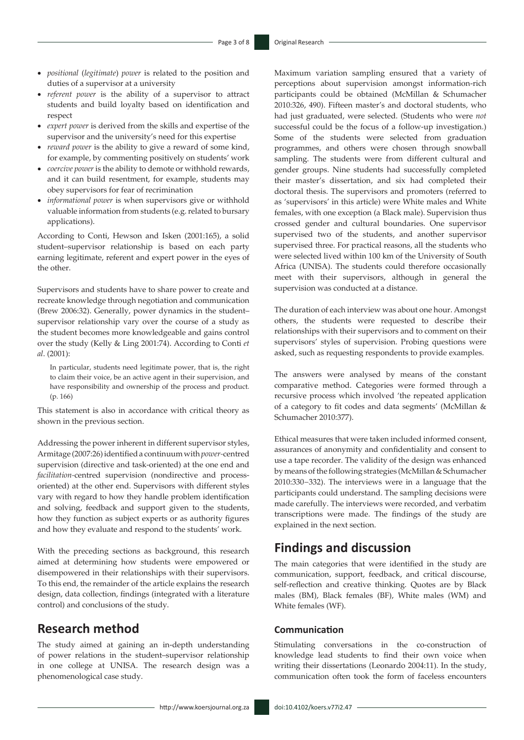- *positional* (*legitimate*) *power* is related to the position and duties of a supervisor at a university
- *referent power* is the ability of a supervisor to attract students and build loyalty based on identification and respect
- *expert power* is derived from the skills and expertise of the supervisor and the university's need for this expertise
- *reward power* is the ability to give a reward of some kind, for example, by commenting positively on students' work
- *coercive power* is the ability to demote or withhold rewards, and it can build resentment, for example, students may obey supervisors for fear of recrimination
- *informational power* is when supervisors give or withhold valuable information from students (e.g. related to bursary applications).

According to Conti, Hewson and Isken (2001:165), a solid student–supervisor relationship is based on each party earning legitimate, referent and expert power in the eyes of the other.

Supervisors and students have to share power to create and recreate knowledge through negotiation and communication (Brew 2006:32). Generally, power dynamics in the student–supervisor relationship vary over the course of a study as the student becomes more knowledgeable and gains control over the study (Kelly & Ling 2001:74). According to Conti *et al*. (2001):

> In particular, students need legitimate power, that is, the right to claim their voice, be an active agent in their supervision, and have responsibility and ownership of the process and product. (p. 166)

This statement is also in accordance with critical theory as shown in the previous section.

Addressing the power inherent in different supervisor styles, Armitage (2007:26) identified a continuum with *power*-centred supervision (directive and task-oriented) at the one end and *facilitation*-centred supervision (nondirective and process-oriented) at the other end. Supervisors with different styles vary with regard to how they handle problem identification and solving, feedback and support given to the students, how they function as subject experts or as authority figures and how they evaluate and respond to the students' work.

With the preceding sections as background, this research aimed at determining how students were empowered or disempowered in their relationships with their supervisors. To this end, the remainder of the article explains the research design, data collection, findings (integrated with a literature control) and conclusions of the study.

## Research method

The study aimed at gaining an in-depth understanding of power relations in the student–supervisor relationship in one college at UNISA. The research design was a phenomenological case study.

Maximum variation sampling ensured that a variety of perceptions about supervision amongst information-rich participants could be obtained (McMillan & Schumacher 2010:326, 490). Fifteen master's and doctoral students, who had just graduated, were selected. (Students who were *not* successful could be the focus of a follow-up investigation.) Some of the students were selected from graduation programmes, and others were chosen through snowball sampling. The students were from different cultural and gender groups. Nine students had successfully completed their master's dissertation, and six had completed their doctoral thesis. The supervisors and promoters (referred to as 'supervisors' in this article) were White males and White females, with one exception (a Black male). Supervision thus crossed gender and cultural boundaries. One supervisor supervised two of the students, and another supervisor supervised three. For practical reasons, all the students who were selected lived within 100 km of the University of South Africa (UNISA). The students could therefore occasionally meet with their supervisors, although in general the supervision was conducted at a distance.

The duration of each interview was about one hour. Amongst others, the students were requested to describe their relationships with their supervisors and to comment on their supervisors' styles of supervision. Probing questions were asked, such as requesting respondents to provide examples.

The answers were analysed by means of the constant comparative method. Categories were formed through a recursive process which involved 'the repeated application of a category to fit codes and data segments' (McMillan & Schumacher 2010:377).

Ethical measures that were taken included informed consent, assurances of anonymity and confidentiality and consent to use a tape recorder. The validity of the design was enhanced by means of the following strategies (McMillan & Schumacher 2010:330–332). The interviews were in a language that the participants could understand. The sampling decisions were made carefully. The interviews were recorded, and verbatim transcriptions were made. The findings of the study are explained in the next section.

## Findings and discussion

The main categories that were identified in the study are communication, support, feedback, and critical discourse, self-reflection and creative thinking. Quotes are by Black males (BM), Black females (BF), White males (WM) and White females (WF).

### Communication

Stimulating conversations in the co-construction of knowledge lead students to find their own voice when writing their dissertations (Leonardo 2004:11). In the study, communication often took the form of faceless encounters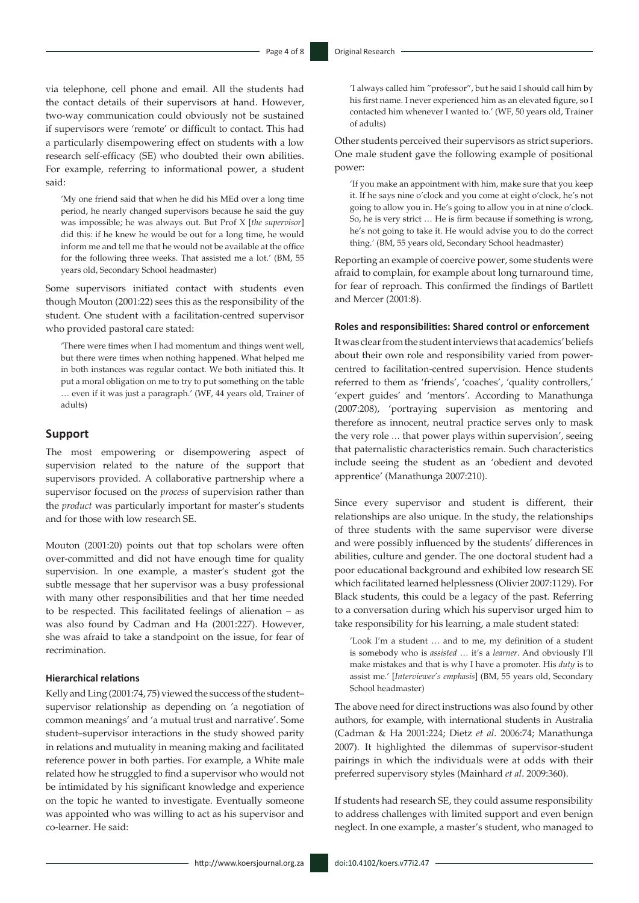via telephone, cell phone and email. All the students had the contact details of their supervisors at hand. However, two-way communication could obviously not be sustained if supervisors were 'remote' or difficult to contact. This had a particularly disempowering effect on students with a low research self-efficacy (SE) who doubted their own abilities. For example, referring to informational power, a student said:

> 'My one friend said that when he did his MEd over a long time period, he nearly changed supervisors because he said the guy was impossible; he was always out. But Prof X [*the supervisor*] did this: if he knew he would be out for a long time, he would inform me and tell me that he would not be available at the office for the following three weeks. That assisted me a lot.' (BM, 55 years old, Secondary School headmaster)

Some supervisors initiated contact with students even though Mouton (2001:22) sees this as the responsibility of the student. One student with a facilitation-centred supervisor who provided pastoral care stated:

> 'There were times when I had momentum and things went well, but there were times when nothing happened. What helped me in both instances was regular contact. We both initiated this. It put a moral obligation on me to try to put something on the table … even if it was just a paragraph.' (WF, 44 years old, Trainer of adults)

## Support

The most empowering or disempowering aspect of supervision related to the nature of the support that supervisors provided. A collaborative partnership where a supervisor focused on the *process* of supervision rather than the *product* was particularly important for master's students and for those with low research SE.

Mouton (2001:20) points out that top scholars were often over-committed and did not have enough time for quality supervision. In one example, a master's student got the subtle message that her supervisor was a busy professional with many other responsibilities and that her time needed to be respected. This facilitated feelings of alienation – as was also found by Cadman and Ha (2001:227). However, she was afraid to take a standpoint on the issue, for fear of recrimination.

### Hierarchical relations

Kelly and Ling (2001:74, 75) viewed the success of the student–supervisor relationship as depending on 'a negotiation of common meanings' and 'a mutual trust and narrative'. Some student–supervisor interactions in the study showed parity in relations and mutuality in meaning making and facilitated reference power in both parties. For example, a White male related how he struggled to find a supervisor who would not be intimidated by his significant knowledge and experience on the topic he wanted to investigate. Eventually someone was appointed who was willing to act as his supervisor and co-learner. He said:

> 'I always called him "professor", but he said I should call him by his first name. I never experienced him as an elevated figure, so I contacted him whenever I wanted to.' (WF, 50 years old, Trainer of adults)

Other students perceived their supervisors as strict superiors. One male student gave the following example of positional power:

> 'If you make an appointment with him, make sure that you keep it. If he says nine o'clock and you come at eight o'clock, he's not going to allow you in. He's going to allow you in at nine o'clock. So, he is very strict … He is firm because if something is wrong, he's not going to take it. He would advise you to do the correct thing.' (BM, 55 years old, Secondary School headmaster)

Reporting an example of coercive power, some students were afraid to complain, for example about long turnaround time, for fear of reproach. This confirmed the findings of Bartlett and Mercer (2001:8).

### Roles and responsibilities: Shared control or enforcement

It was clear from the student interviews that academics' beliefs about their own role and responsibility varied from power-centred to facilitation-centred supervision. Hence students referred to them as 'friends', 'coaches', 'quality controllers,' 'expert guides' and 'mentors'. According to Manathunga (2007:208), 'portraying supervision as mentoring and therefore as innocent, neutral practice serves only to mask the very role … that power plays within supervision', seeing that paternalistic characteristics remain. Such characteristics include seeing the student as an 'obedient and devoted apprentice' (Manathunga 2007:210).

Since every supervisor and student is different, their relationships are also unique. In the study, the relationships of three students with the same supervisor were diverse and were possibly influenced by the students' differences in abilities, culture and gender. The one doctoral student had a poor educational background and exhibited low research SE which facilitated learned helplessness (Olivier 2007:1129). For Black students, this could be a legacy of the past. Referring to a conversation during which his supervisor urged him to take responsibility for his learning, a male student stated:

> 'Look I'm a student … and to me, my definition of a student is somebody who is *assisted* … it's a *learner*. And obviously I'll make mistakes and that is why I have a promoter. His *duty* is to assist me.' [*Interviewee's emphasis*] (BM, 55 years old, Secondary School headmaster)

The above need for direct instructions was also found by other authors, for example, with international students in Australia (Cadman & Ha 2001:224; Dietz *et al*. 2006:74; Manathunga 2007). It highlighted the dilemmas of supervisor-student pairings in which the individuals were at odds with their preferred supervisory styles (Mainhard *et al*. 2009:360).

If students had research SE, they could assume responsibility to address challenges with limited support and even benign neglect. In one example, a master's student, who managed to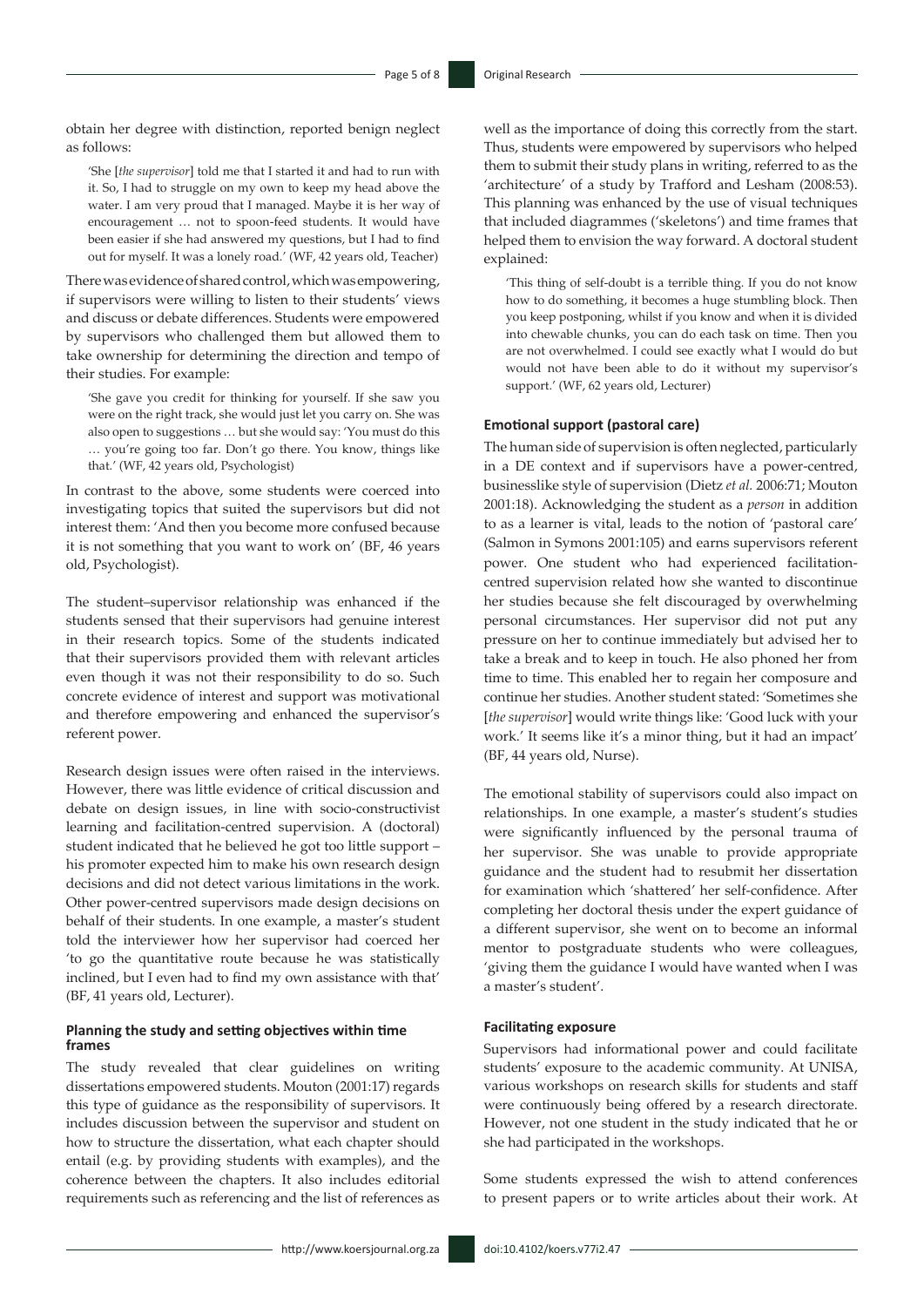obtain her degree with distinction, reported benign neglect as follows:

> 'She [*the supervisor*] told me that I started it and had to run with it. So, I had to struggle on my own to keep my head above the water. I am very proud that I managed. Maybe it is her way of encouragement … not to spoon-feed students. It would have been easier if she had answered my questions, but I had to find out for myself. It was a lonely road.' (WF, 42 years old, Teacher)

There was evidence of shared control, which was empowering, if supervisors were willing to listen to their students' views and discuss or debate differences. Students were empowered by supervisors who challenged them but allowed them to take ownership for determining the direction and tempo of their studies. For example:

> 'She gave you credit for thinking for yourself. If she saw you were on the right track, she would just let you carry on. She was also open to suggestions … but she would say: 'You must do this … you're going too far. Don't go there. You know, things like that.' (WF, 42 years old, Psychologist)

In contrast to the above, some students were coerced into investigating topics that suited the supervisors but did not interest them: 'And then you become more confused because it is not something that you want to work on' (BF, 46 years old, Psychologist).

The student–supervisor relationship was enhanced if the students sensed that their supervisors had genuine interest in their research topics. Some of the students indicated that their supervisors provided them with relevant articles even though it was not their responsibility to do so. Such concrete evidence of interest and support was motivational and therefore empowering and enhanced the supervisor's referent power.

Research design issues were often raised in the interviews. However, there was little evidence of critical discussion and debate on design issues, in line with socio-constructivist learning and facilitation-centred supervision. A (doctoral) student indicated that he believed he got too little support – his promoter expected him to make his own research design decisions and did not detect various limitations in the work. Other power-centred supervisors made design decisions on behalf of their students. In one example, a master's student told the interviewer how her supervisor had coerced her 'to go the quantitative route because he was statistically inclined, but I even had to find my own assistance with that' (BF, 41 years old, Lecturer).

#### Planning the study and setting objectives within time frames

The study revealed that clear guidelines on writing dissertations empowered students. Mouton (2001:17) regards this type of guidance as the responsibility of supervisors. It includes discussion between the supervisor and student on how to structure the dissertation, what each chapter should entail (e.g. by providing students with examples), and the coherence between the chapters. It also includes editorial requirements such as referencing and the list of references as well as the importance of doing this correctly from the start. Thus, students were empowered by supervisors who helped them to submit their study plans in writing, referred to as the 'architecture' of a study by Trafford and Lesham (2008:53). This planning was enhanced by the use of visual techniques that included diagrammes ('skeletons') and time frames that helped them to envision the way forward. A doctoral student explained:

> 'This thing of self-doubt is a terrible thing. If you do not know how to do something, it becomes a huge stumbling block. Then you keep postponing, whilst if you know and when it is divided into chewable chunks, you can do each task on time. Then you are not overwhelmed. I could see exactly what I would do but would not have been able to do it without my supervisor's support.' (WF, 62 years old, Lecturer)

#### Emotional support (pastoral care)

The human side of supervision is often neglected, particularly in a DE context and if supervisors have a power-centred, businesslike style of supervision (Dietz *et al.* 2006:71; Mouton 2001:18). Acknowledging the student as a *person* in addition to as a learner is vital, leads to the notion of 'pastoral care' (Salmon in Symons 2001:105) and earns supervisors referent power. One student who had experienced facilitation-centred supervision related how she wanted to discontinue her studies because she felt discouraged by overwhelming personal circumstances. Her supervisor did not put any pressure on her to continue immediately but advised her to take a break and to keep in touch. He also phoned her from time to time. This enabled her to regain her composure and continue her studies. Another student stated: 'Sometimes she [*the supervisor*] would write things like: 'Good luck with your work.' It seems like it's a minor thing, but it had an impact' (BF, 44 years old, Nurse).

The emotional stability of supervisors could also impact on relationships. In one example, a master's student's studies were significantly influenced by the personal trauma of her supervisor. She was unable to provide appropriate guidance and the student had to resubmit her dissertation for examination which 'shattered' her self-confidence. After completing her doctoral thesis under the expert guidance of a different supervisor, she went on to become an informal mentor to postgraduate students who were colleagues, 'giving them the guidance I would have wanted when I was a master's student'.

#### Facilitating exposure

Supervisors had informational power and could facilitate students' exposure to the academic community. At UNISA, various workshops on research skills for students and staff were continuously being offered by a research directorate. However, not one student in the study indicated that he or she had participated in the workshops.

Some students expressed the wish to attend conferences to present papers or to write articles about their work. At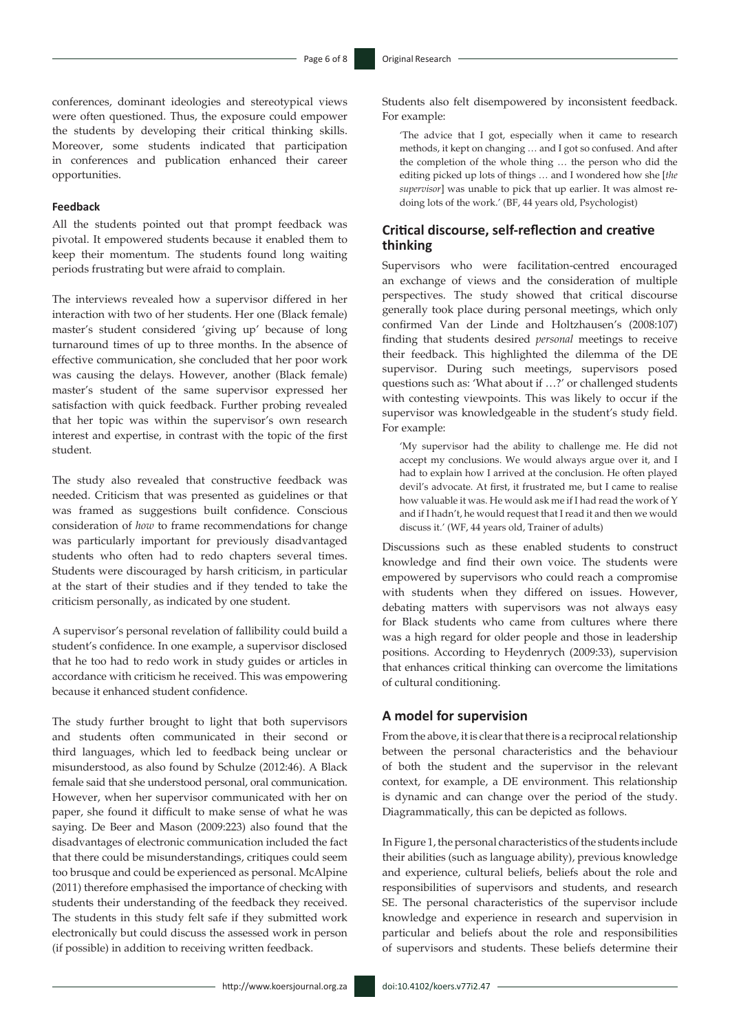conferences, dominant ideologies and stereotypical views were often questioned. Thus, the exposure could empower the students by developing their critical thinking skills. Moreover, some students indicated that participation in conferences and publication enhanced their career opportunities.

#### Feedback

All the students pointed out that prompt feedback was pivotal. It empowered students because it enabled them to keep their momentum. The students found long waiting periods frustrating but were afraid to complain.

The interviews revealed how a supervisor differed in her interaction with two of her students. Her one (Black female) master's student considered 'giving up' because of long turnaround times of up to three months. In the absence of effective communication, she concluded that her poor work was causing the delays. However, another (Black female) master's student of the same supervisor expressed her satisfaction with quick feedback. Further probing revealed that her topic was within the supervisor's own research interest and expertise, in contrast with the topic of the first student.

The study also revealed that constructive feedback was needed. Criticism that was presented as guidelines or that was framed as suggestions built confidence. Conscious consideration of *how* to frame recommendations for change was particularly important for previously disadvantaged students who often had to redo chapters several times. Students were discouraged by harsh criticism, in particular at the start of their studies and if they tended to take the criticism personally, as indicated by one student.

A supervisor's personal revelation of fallibility could build a student's confidence. In one example, a supervisor disclosed that he too had to redo work in study guides or articles in accordance with criticism he received. This was empowering because it enhanced student confidence.

The study further brought to light that both supervisors and students often communicated in their second or third languages, which led to feedback being unclear or misunderstood, as also found by Schulze (2012:46). A Black female said that she understood personal, oral communication. However, when her supervisor communicated with her on paper, she found it difficult to make sense of what he was saying. De Beer and Mason (2009:223) also found that the disadvantages of electronic communication included the fact that there could be misunderstandings, critiques could seem too brusque and could be experienced as personal. McAlpine (2011) therefore emphasised the importance of checking with students their understanding of the feedback they received. The students in this study felt safe if they submitted work electronically but could discuss the assessed work in person (if possible) in addition to receiving written feedback.

Students also felt disempowered by inconsistent feedback. For example:

> 'The advice that I got, especially when it came to research methods, it kept on changing … and I got so confused. And after the completion of the whole thing … the person who did the editing picked up lots of things … and I wondered how she [*the supervisor*] was unable to pick that up earlier. It was almost re-doing lots of the work.' (BF, 44 years old, Psychologist)

### Critical discourse, self-reflection and creative thinking

Supervisors who were facilitation-centred encouraged an exchange of views and the consideration of multiple perspectives. The study showed that critical discourse generally took place during personal meetings, which only confirmed Van der Linde and Holtzhausen's (2008:107) finding that students desired *personal* meetings to receive their feedback. This highlighted the dilemma of the DE supervisor. During such meetings, supervisors posed questions such as: 'What about if …?' or challenged students with contesting viewpoints. This was likely to occur if the supervisor was knowledgeable in the student's study field. For example:

> 'My supervisor had the ability to challenge me. He did not accept my conclusions. We would always argue over it, and I had to explain how I arrived at the conclusion. He often played devil's advocate. At first, it frustrated me, but I came to realise how valuable it was. He would ask me if I had read the work of Y and if I hadn't, he would request that I read it and then we would discuss it.' (WF, 44 years old, Trainer of adults)

Discussions such as these enabled students to construct knowledge and find their own voice. The students were empowered by supervisors who could reach a compromise with students when they differed on issues. However, debating matters with supervisors was not always easy for Black students who came from cultures where there was a high regard for older people and those in leadership positions. According to Heydenrych (2009:33), supervision that enhances critical thinking can overcome the limitations of cultural conditioning.

### A model for supervision

From the above, it is clear that there is a reciprocal relationship between the personal characteristics and the behaviour of both the student and the supervisor in the relevant context, for example, a DE environment. This relationship is dynamic and can change over the period of the study. Diagrammatically, this can be depicted as follows.

In Figure 1, the personal characteristics of the students include their abilities (such as language ability), previous knowledge and experience, cultural beliefs, beliefs about the role and responsibilities of supervisors and students, and research SE. The personal characteristics of the supervisor include knowledge and experience in research and supervision in particular and beliefs about the role and responsibilities of supervisors and students. These beliefs determine their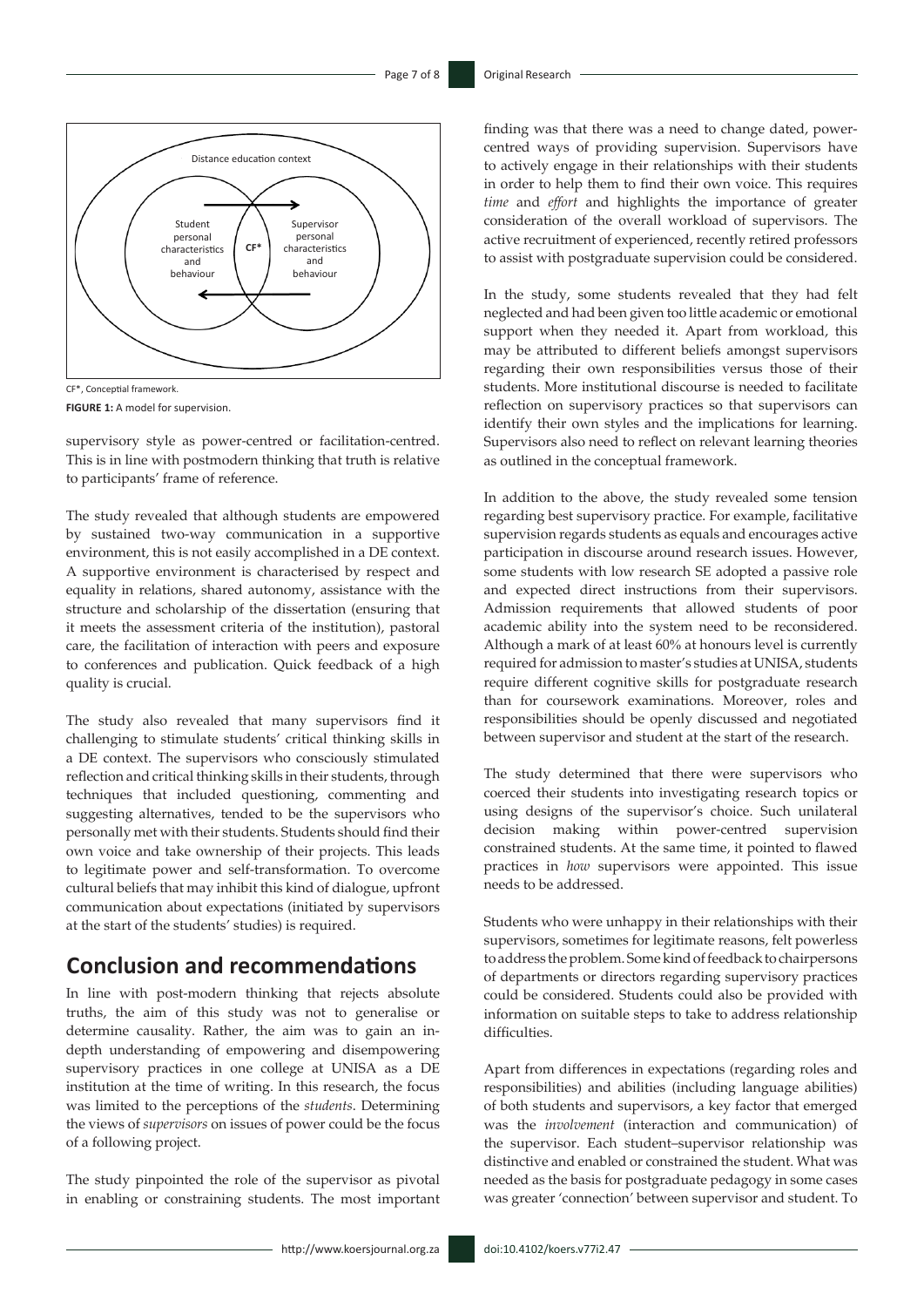Distance education context

Student personal characteristics and behaviour

CF*

Supervisor personal characteristics and behaviour

CF*, Conceptial framework.

**FIGURE 1:** A model for supervision.

supervisory style as power-centred or facilitation-centred. This is in line with postmodern thinking that truth is relative to participants' frame of reference.

The study revealed that although students are empowered by sustained two-way communication in a supportive environment, this is not easily accomplished in a DE context. A supportive environment is characterised by respect and equality in relations, shared autonomy, assistance with the structure and scholarship of the dissertation (ensuring that it meets the assessment criteria of the institution), pastoral care, the facilitation of interaction with peers and exposure to conferences and publication. Quick feedback of a high quality is crucial.

The study also revealed that many supervisors find it challenging to stimulate students' critical thinking skills in a DE context. The supervisors who consciously stimulated reflection and critical thinking skills in their students, through techniques that included questioning, commenting and suggesting alternatives, tended to be the supervisors who personally met with their students. Students should find their own voice and take ownership of their projects. This leads to legitimate power and self-transformation. To overcome cultural beliefs that may inhibit this kind of dialogue, upfront communication about expectations (initiated by supervisors at the start of the students' studies) is required.

## Conclusion and recommendations

In line with post-modern thinking that rejects absolute truths, the aim of this study was not to generalise or determine causality. Rather, the aim was to gain an in-depth understanding of empowering and disempowering supervisory practices in one college at UNISA as a DE institution at the time of writing. In this research, the focus was limited to the perceptions of the *students*. Determining the views of *supervisors* on issues of power could be the focus of a following project.

The study pinpointed the role of the supervisor as pivotal in enabling or constraining students. The most important finding was that there was a need to change dated, power-centred ways of providing supervision. Supervisors have to actively engage in their relationships with their students in order to help them to find their own voice. This requires *time* and *effort* and highlights the importance of greater consideration of the overall workload of supervisors. The active recruitment of experienced, recently retired professors to assist with postgraduate supervision could be considered.

In the study, some students revealed that they had felt neglected and had been given too little academic or emotional support when they needed it. Apart from workload, this may be attributed to different beliefs amongst supervisors regarding their own responsibilities versus those of their students. More institutional discourse is needed to facilitate reflection on supervisory practices so that supervisors can identify their own styles and the implications for learning. Supervisors also need to reflect on relevant learning theories as outlined in the conceptual framework.

In addition to the above, the study revealed some tension regarding best supervisory practice. For example, facilitative supervision regards students as equals and encourages active participation in discourse around research issues. However, some students with low research SE adopted a passive role and expected direct instructions from their supervisors. Admission requirements that allowed students of poor academic ability into the system need to be reconsidered. Although a mark of at least 60% at honours level is currently required for admission to master's studies at UNISA, students require different cognitive skills for postgraduate research than for coursework examinations. Moreover, roles and responsibilities should be openly discussed and negotiated between supervisor and student at the start of the research.

The study determined that there were supervisors who coerced their students into investigating research topics or using designs of the supervisor's choice. Such unilateral decision making within power-centred supervision constrained students. At the same time, it pointed to flawed practices in *how* supervisors were appointed. This issue needs to be addressed.

Students who were unhappy in their relationships with their supervisors, sometimes for legitimate reasons, felt powerless to address the problem. Some kind of feedback to chairpersons of departments or directors regarding supervisory practices could be considered. Students could also be provided with information on suitable steps to take to address relationship difficulties.

Apart from differences in expectations (regarding roles and responsibilities) and abilities (including language abilities) of both students and supervisors, a key factor that emerged was the *involvement* (interaction and communication) of the supervisor. Each student–supervisor relationship was distinctive and enabled or constrained the student. What was needed as the basis for postgraduate pedagogy in some cases was greater 'connection' between supervisor and student. To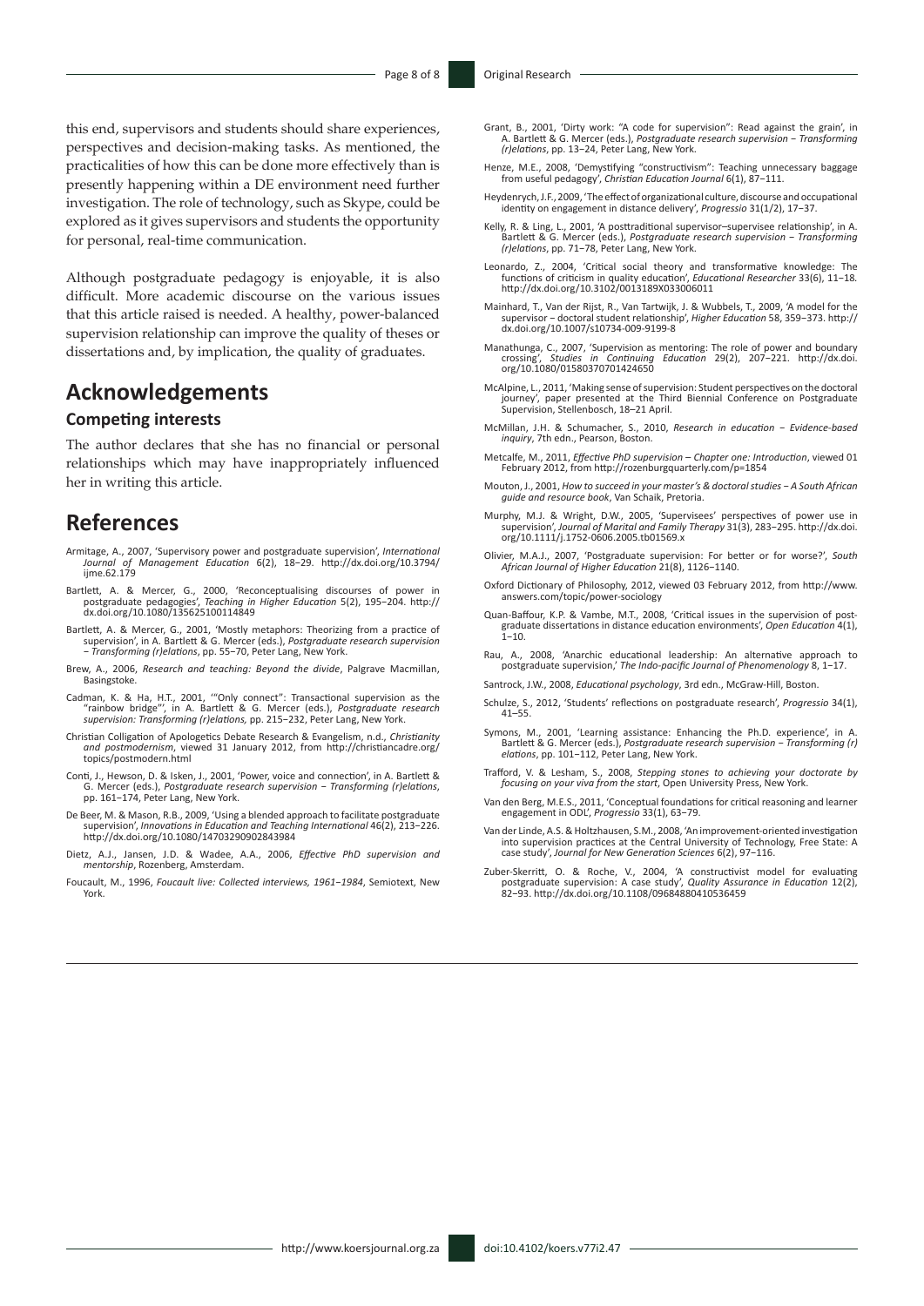this end, supervisors and students should share experiences, perspectives and decision-making tasks. As mentioned, the practicalities of how this can be done more effectively than is presently happening within a DE environment need further investigation. The role of technology, such as Skype, could be explored as it gives supervisors and students the opportunity for personal, real-time communication.

Although postgraduate pedagogy is enjoyable, it is also difficult. More academic discourse on the various issues that this article raised is needed. A healthy, power-balanced supervision relationship can improve the quality of theses or dissertations and, by implication, the quality of graduates.

# Acknowledgements

## Competing interests

The author declares that she has no financial or personal relationships which may have inappropriately influenced her in writing this article.

# References

Armitage, A., 2007, 'Supervisory power and postgraduate supervision', *International Journal of Management Education* 6(2), 18–29. http://dx.doi.org/10.3794/ijme.62.179

Bartlett, A. & Mercer, G., 2000, 'Reconceptualising discourses of power in postgraduate pedagogies', *Teaching in Higher Education* 5(2), 195–204. http://dx.doi.org/10.1080/135625100114849

Bartlett, A. & Mercer, G., 2001, 'Mostly metaphors: Theorizing from a practice of supervision', in A. Bartlett & G. Mercer (eds.), *Postgraduate research supervision – Transforming (r)elations*, pp. 55–70, Peter Lang, New York.

Brew, A., 2006, *Research and teaching: Beyond the divide*, Palgrave Macmillan, Basingstoke.

Cadman, K. & Ha, H.T., 2001, '"Only connect": Transactional supervision as the "rainbow bridge"', in A. Bartlett & G. Mercer (eds.), *Postgraduate research supervision: Transforming (r)elations,* pp. 215–232, Peter Lang, New York.

Christian Colligation of Apologetics Debate Research & Evangelism, n.d., *Christianity and postmodernism*, viewed 31 January 2012, from http://christiancadre.org/topics/postmodern.html

Conti, J., Hewson, D. & Isken, J., 2001, 'Power, voice and connection', in A. Bartlett & G. Mercer (eds.), *Postgraduate research supervision – Transforming (r)elations*, pp. 161–174, Peter Lang, New York.

De Beer, M. & Mason, R.B., 2009, 'Using a blended approach to facilitate postgraduate supervision', *Innovations in Education and Teaching International* 46(2), 213–226. http://dx.doi.org/10.1080/14703290902843984

Dietz, A.J., Jansen, J.D. & Wadee, A.A., 2006, *Effective PhD supervision and mentorship*, Rozenberg, Amsterdam.

Foucault, M., 1996, *Foucault live: Collected interviews, 1961–1984*, Semiotext, New York.

Grant, B., 2001, 'Dirty work: "A code for supervision": Read against the grain', in A. Bartlett & G. Mercer (eds.), *Postgraduate research supervision – Transforming (r)elations*, pp. 13–24, Peter Lang, New York.

Henze, M.E., 2008, 'Demystifying "constructivism": Teaching unnecessary baggage from useful pedagogy', *Christian Education Journal* 6(1), 87–111.

Heydenrych, J.F., 2009, 'The effect of organizational culture, discourse and occupational identity on engagement in distance delivery', *Progressio* 31(1/2), 17–37.

Kelly, R. & Ling, L., 2001, 'A posttraditional supervisor–supervisee relationship', in A. Bartlett & G. Mercer (eds.), *Postgraduate research supervision – Transforming (r)elations*, pp. 71–78, Peter Lang, New York.

Leonardo, Z., 2004, 'Critical social theory and transformative knowledge: The functions of criticism in quality education', *Educational Researcher* 33(6), 11–18. http://dx.doi.org/10.3102/0013189X033006011

Mainhard, T., Van der Rijst, R., Van Tartwijk, J. & Wubbels, T., 2009, 'A model for the supervisor – doctoral student relationship', *Higher Education* 58, 359–373. http://dx.doi.org/10.1007/s10734-009-9199-8

Manathunga, C., 2007, 'Supervision as mentoring: The role of power and boundary crossing', *Studies in Continuing Education* 29(2), 207–221. http://dx.doi.org/10.1080/01580370701424650

McAlpine, L., 2011, 'Making sense of supervision: Student perspectives on the doctoral journey', paper presented at the Third Biennial Conference on Postgraduate Supervision, Stellenbosch, 18–21 April.

McMillan, J.H. & Schumacher, S., 2010, *Research in education – Evidence-based inquiry*, 7th edn., Pearson, Boston.

Metcalfe, M., 2011, *Effective PhD supervision – Chapter one: Introduction*, viewed 01 February 2012, from http://rozenburgquarterly.com/p=1854

Mouton, J., 2001, *How to succeed in your master's & doctoral studies – A South African guide and resource book*, Van Schaik, Pretoria.

Murphy, M.J. & Wright, D.W., 2005, 'Supervisees' perspectives of power use in supervision', *Journal of Marital and Family Therapy* 31(3), 283–295. http://dx.doi.org/10.1111/j.1752-0606.2005.tb01569.x

Olivier, M.A.J., 2007, 'Postgraduate supervision: For better or for worse?', *South African Journal of Higher Education* 21(8), 1126–1140.

Oxford Dictionary of Philosophy, 2012, viewed 03 February 2012, from http://www.answers.com/topic/power-sociology

Quan-Baffour, K.P. & Vambe, M.T., 2008, 'Critical issues in the supervision of postgraduate dissertations in distance education environments', *Open Education* 4(1), 1–10.

Rau, A., 2008, 'Anarchic educational leadership: An alternative approach to postgraduate supervision,' *The Indo-pacific Journal of Phenomenology* 8, 1–17.

Santrock, J.W., 2008, *Educational psychology*, 3rd edn., McGraw-Hill, Boston.

Schulze, S., 2012, 'Students' reflections on postgraduate research', *Progressio* 34(1), 41–55.

Symons, M., 2001, 'Learning assistance: Enhancing the Ph.D. experience', in A. Bartlett & G. Mercer (eds.), *Postgraduate research supervision – Transforming (r) elations*, pp. 101–112, Peter Lang, New York.

Trafford, V. & Lesham, S., 2008, *Stepping stones to achieving your doctorate by focusing on your viva from the start*, Open University Press, New York.

Van den Berg, M.E.S., 2011, 'Conceptual foundations for critical reasoning and learner engagement in ODL', *Progressio* 33(1), 63–79.

Van der Linde, A.S. & Holtzhausen, S.M., 2008, 'An improvement-oriented investigation into supervision practices at the Central University of Technology, Free State: A case study', *Journal for New Generation Sciences* 6(2), 97–116.

Zuber-Skerritt, O. & Roche, V., 2004, 'A constructivist model for evaluating postgraduate supervision: A case study', *Quality Assurance in Education* 12(2), 82–93. http://dx.doi.org/10.1108/09684880410536459